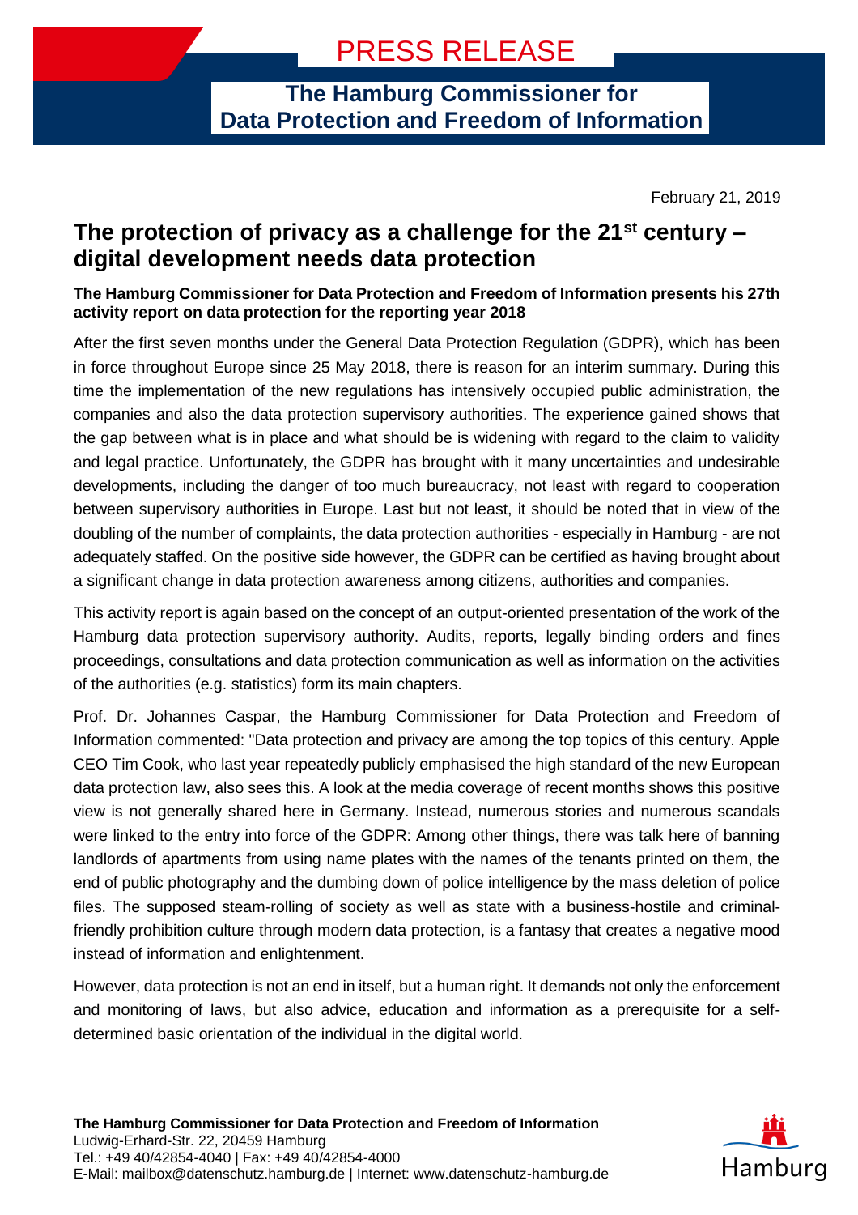# PRESS RELEASE

**The Hamburg Commissioner for Data Protection and Freedom of Information**

February 21, 2019

## The protection of privacy as a challenge for the 21st century – digital development needs data protection

**The Hamburg Commissioner for Data Protection and Freedom of Information presents his 27th activity report on data protection for the reporting year 2018**

After the first seven months under the General Data Protection Regulation (GDPR), which has been in force throughout Europe since 25 May 2018, there is reason for an interim summary. During this time the implementation of the new regulations has intensively occupied public administration, the companies and also the data protection supervisory authorities. The experience gained shows that the gap between what is in place and what should be is widening with regard to the claim to validity and legal practice. Unfortunately, the GDPR has brought with it many uncertainties and undesirable developments, including the danger of too much bureaucracy, not least with regard to cooperation between supervisory authorities in Europe. Last but not least, it should be noted that in view of the doubling of the number of complaints, the data protection authorities - especially in Hamburg - are not adequately staffed. On the positive side however, the GDPR can be certified as having brought about a significant change in data protection awareness among citizens, authorities and companies.

This activity report is again based on the concept of an output-oriented presentation of the work of the Hamburg data protection supervisory authority. Audits, reports, legally binding orders and fines proceedings, consultations and data protection communication as well as information on the activities of the authorities (e.g. statistics) form its main chapters.

Prof. Dr. Johannes Caspar, the Hamburg Commissioner for Data Protection and Freedom of Information commented: "Data protection and privacy are among the top topics of this century. Apple CEO Tim Cook, who last year repeatedly publicly emphasised the high standard of the new European data protection law, also sees this. A look at the media coverage of recent months shows this positive view is not generally shared here in Germany. Instead, numerous stories and numerous scandals were linked to the entry into force of the GDPR: Among other things, there was talk here of banning landlords of apartments from using name plates with the names of the tenants printed on them, the end of public photography and the dumbing down of police intelligence by the mass deletion of police files. The supposed steam-rolling of society as well as state with a business-hostile and criminal-friendly prohibition culture through modern data protection, is a fantasy that creates a negative mood instead of information and enlightenment.

However, data protection is not an end in itself, but a human right. It demands not only the enforcement and monitoring of laws, but also advice, education and information as a prerequisite for a self-determined basic orientation of the individual in the digital world.

**The Hamburg Commissioner for Data Protection and Freedom of Information**
Ludwig-Erhard-Str. 22, 20459 Hamburg
Tel.: +49 40/42854-4040 | Fax: +49 40/42854-4000
E-Mail: mailbox@datenschutz.hamburg.de | Internet: www.datenschutz-hamburg.de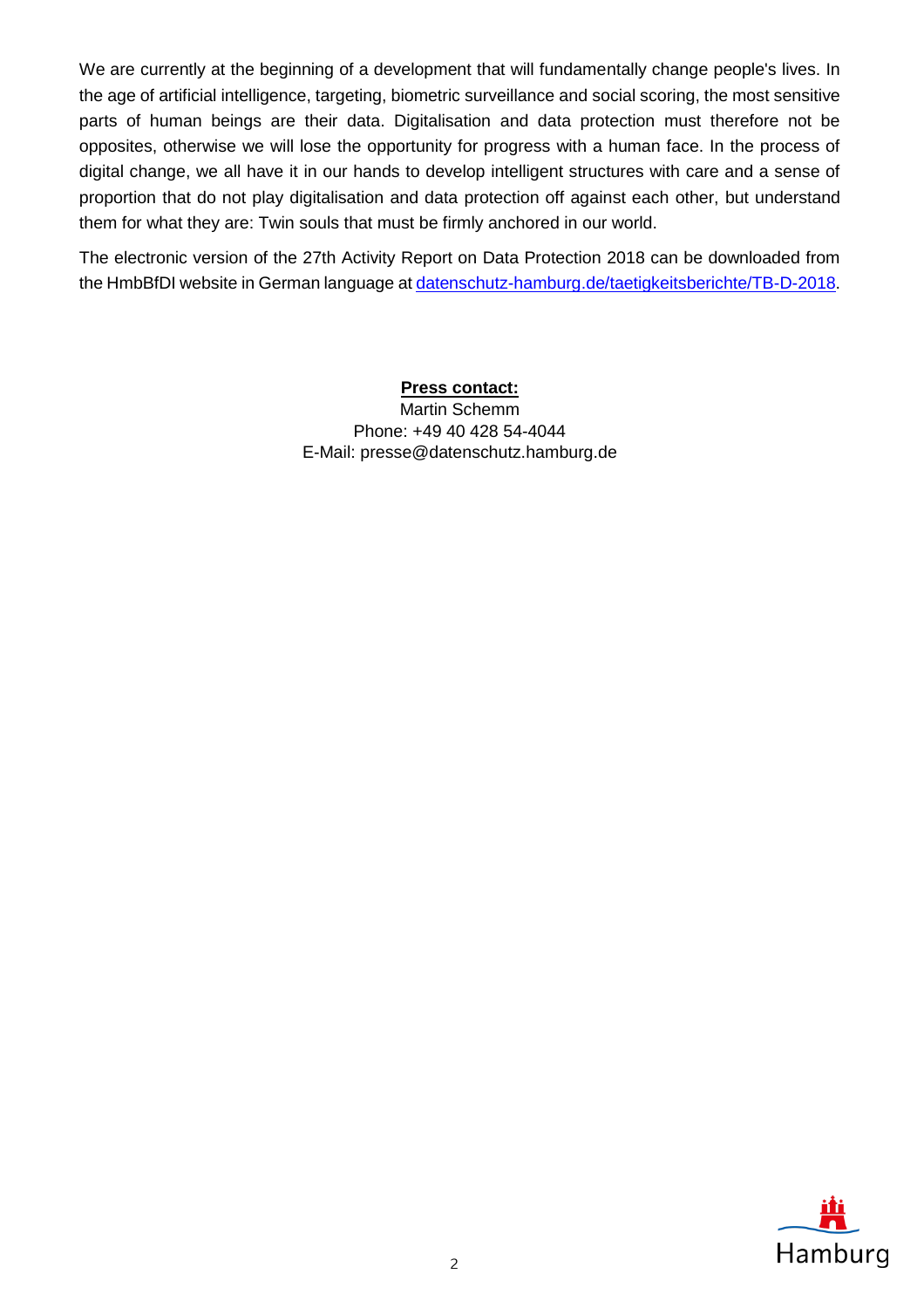We are currently at the beginning of a development that will fundamentally change people's lives. In the age of artificial intelligence, targeting, biometric surveillance and social scoring, the most sensitive parts of human beings are their data. Digitalisation and data protection must therefore not be opposites, otherwise we will lose the opportunity for progress with a human face. In the process of digital change, we all have it in our hands to develop intelligent structures with care and a sense of proportion that do not play digitalisation and data protection off against each other, but understand them for what they are: Twin souls that must be firmly anchored in our world.

The electronic version of the 27th Activity Report on Data Protection 2018 can be downloaded from the HmbBfDI website in German language at datenschutz-hamburg.de/taetigkeitsberichte/TB-D-2018.

**Press contact:**
Martin Schemm
Phone: +49 40 428 54-4044
E-Mail: presse@datenschutz.hamburg.de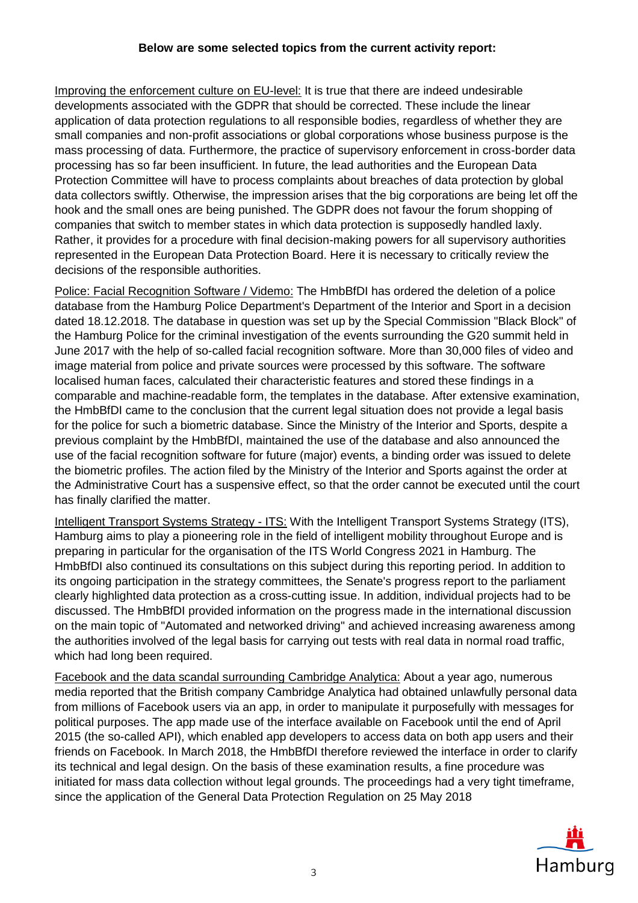**Below are some selected topics from the current activity report:**

<u>Improving the enforcement culture on EU-level:</u> It is true that there are indeed undesirable developments associated with the GDPR that should be corrected. These include the linear application of data protection regulations to all responsible bodies, regardless of whether they are small companies and non-profit associations or global corporations whose business purpose is the mass processing of data. Furthermore, the practice of supervisory enforcement in cross-border data processing has so far been insufficient. In future, the lead authorities and the European Data Protection Committee will have to process complaints about breaches of data protection by global data collectors swiftly. Otherwise, the impression arises that the big corporations are being let off the hook and the small ones are being punished. The GDPR does not favour the forum shopping of companies that switch to member states in which data protection is supposedly handled laxly. Rather, it provides for a procedure with final decision-making powers for all supervisory authorities represented in the European Data Protection Board. Here it is necessary to critically review the decisions of the responsible authorities.

<u>Police: Facial Recognition Software / Videmo:</u> The HmbBfDI has ordered the deletion of a police database from the Hamburg Police Department's Department of the Interior and Sport in a decision dated 18.12.2018. The database in question was set up by the Special Commission "Black Block" of the Hamburg Police for the criminal investigation of the events surrounding the G20 summit held in June 2017 with the help of so-called facial recognition software. More than 30,000 files of video and image material from police and private sources were processed by this software. The software localised human faces, calculated their characteristic features and stored these findings in a comparable and machine-readable form, the templates in the database. After extensive examination, the HmbBfDI came to the conclusion that the current legal situation does not provide a legal basis for the police for such a biometric database. Since the Ministry of the Interior and Sports, despite a previous complaint by the HmbBfDI, maintained the use of the database and also announced the use of the facial recognition software for future (major) events, a binding order was issued to delete the biometric profiles. The action filed by the Ministry of the Interior and Sports against the order at the Administrative Court has a suspensive effect, so that the order cannot be executed until the court has finally clarified the matter.

<u>Intelligent Transport Systems Strategy - ITS:</u> With the Intelligent Transport Systems Strategy (ITS), Hamburg aims to play a pioneering role in the field of intelligent mobility throughout Europe and is preparing in particular for the organisation of the ITS World Congress 2021 in Hamburg. The HmbBfDI also continued its consultations on this subject during this reporting period. In addition to its ongoing participation in the strategy committees, the Senate's progress report to the parliament clearly highlighted data protection as a cross-cutting issue. In addition, individual projects had to be discussed. The HmbBfDI provided information on the progress made in the international discussion on the main topic of "Automated and networked driving" and achieved increasing awareness among the authorities involved of the legal basis for carrying out tests with real data in normal road traffic, which had long been required.

<u>Facebook and the data scandal surrounding Cambridge Analytica:</u> About a year ago, numerous media reported that the British company Cambridge Analytica had obtained unlawfully personal data from millions of Facebook users via an app, in order to manipulate it purposefully with messages for political purposes. The app made use of the interface available on Facebook until the end of April 2015 (the so-called API), which enabled app developers to access data on both app users and their friends on Facebook. In March 2018, the HmbBfDI therefore reviewed the interface in order to clarify its technical and legal design. On the basis of these examination results, a fine procedure was initiated for mass data collection without legal grounds. The proceedings had a very tight timeframe, since the application of the General Data Protection Regulation on 25 May 2018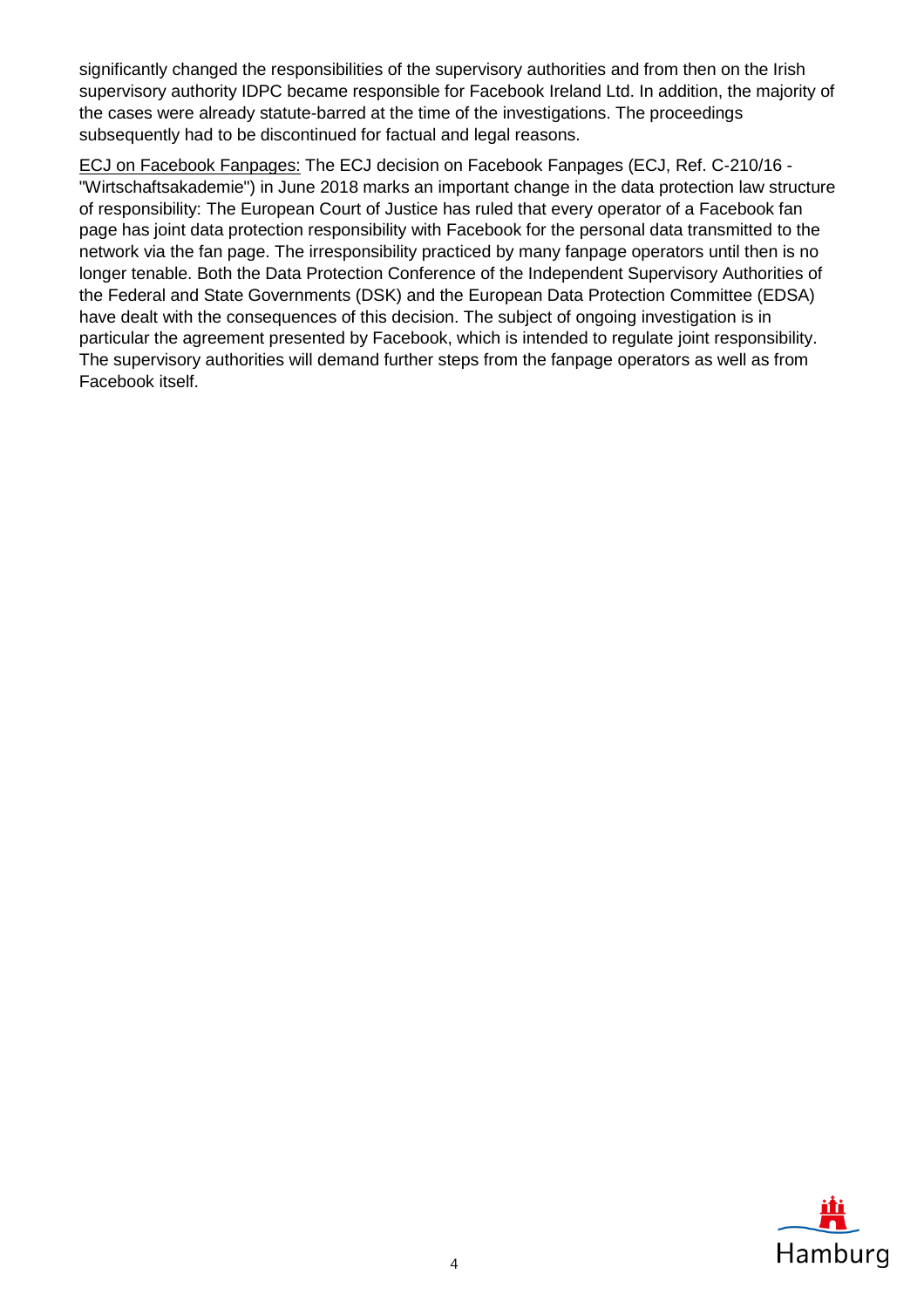significantly changed the responsibilities of the supervisory authorities and from then on the Irish supervisory authority IDPC became responsible for Facebook Ireland Ltd. In addition, the majority of the cases were already statute-barred at the time of the investigations. The proceedings subsequently had to be discontinued for factual and legal reasons.

<u>ECJ on Facebook Fanpages:</u> The ECJ decision on Facebook Fanpages (ECJ, Ref. C-210/16 - "Wirtschaftsakademie") in June 2018 marks an important change in the data protection law structure of responsibility: The European Court of Justice has ruled that every operator of a Facebook fan page has joint data protection responsibility with Facebook for the personal data transmitted to the network via the fan page. The irresponsibility practiced by many fanpage operators until then is no longer tenable. Both the Data Protection Conference of the Independent Supervisory Authorities of the Federal and State Governments (DSK) and the European Data Protection Committee (EDSA) have dealt with the consequences of this decision. The subject of ongoing investigation is in particular the agreement presented by Facebook, which is intended to regulate joint responsibility. The supervisory authorities will demand further steps from the fanpage operators as well as from Facebook itself.